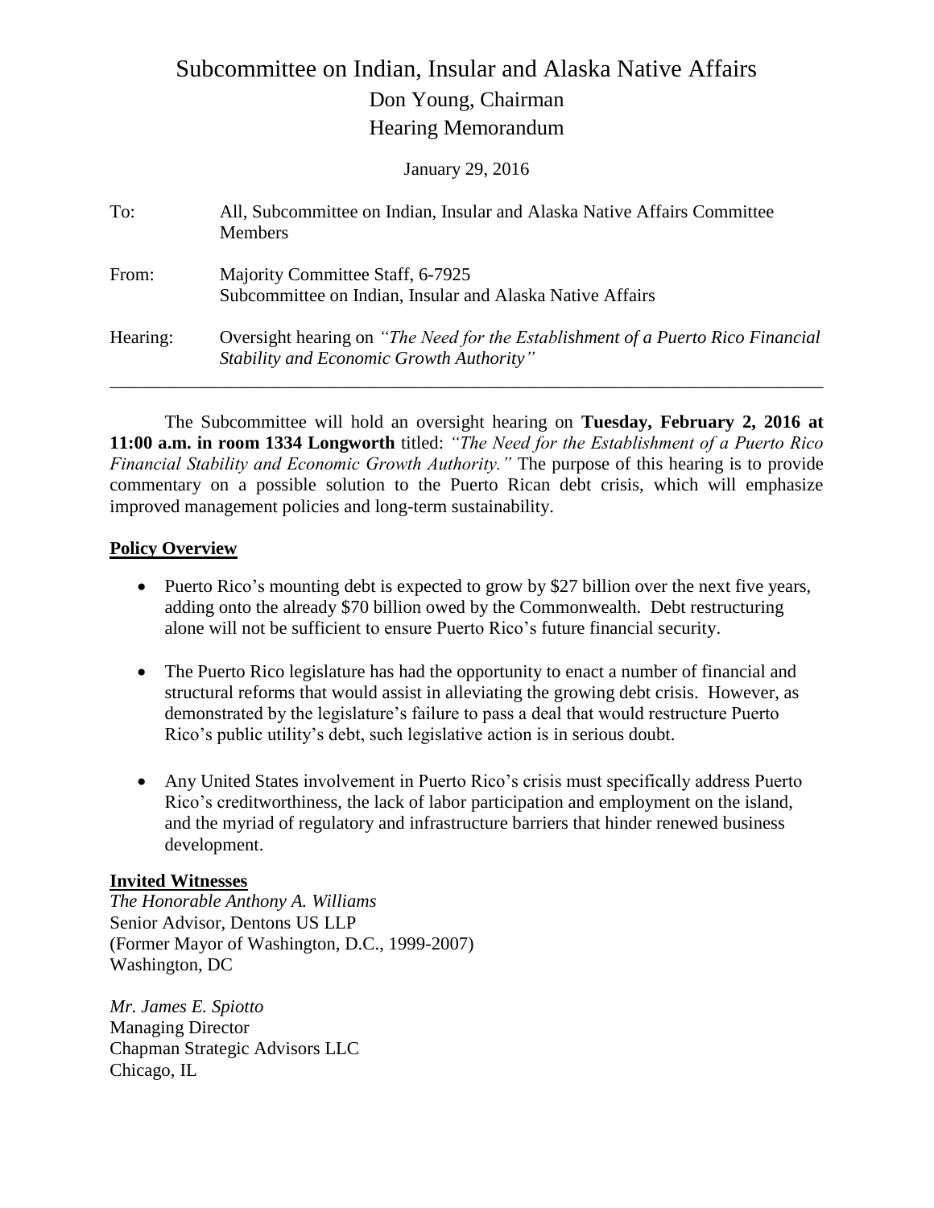# Subcommittee on Indian, Insular and Alaska Native Affairs

## Don Young, Chairman

## Hearing Memorandum

January 29, 2016

**To:** All, Subcommittee on Indian, Insular and Alaska Native Affairs Committee Members

**From:** Majority Committee Staff, 6-7925
Subcommittee on Indian, Insular and Alaska Native Affairs

**Hearing:** Oversight hearing on *"The Need for the Establishment of a Puerto Rico Financial Stability and Economic Growth Authority"*

---

The Subcommittee will hold an oversight hearing on **Tuesday, February 2, 2016 at 11:00 a.m. in room 1334 Longworth** titled: *"The Need for the Establishment of a Puerto Rico Financial Stability and Economic Growth Authority."* The purpose of this hearing is to provide commentary on a possible solution to the Puerto Rican debt crisis, which will emphasize improved management policies and long-term sustainability.

**Policy Overview**

- Puerto Rico's mounting debt is expected to grow by $27 billion over the next five years, adding onto the already $70 billion owed by the Commonwealth. Debt restructuring alone will not be sufficient to ensure Puerto Rico's future financial security.
- The Puerto Rico legislature has had the opportunity to enact a number of financial and structural reforms that would assist in alleviating the growing debt crisis. However, as demonstrated by the legislature's failure to pass a deal that would restructure Puerto Rico's public utility's debt, such legislative action is in serious doubt.
- Any United States involvement in Puerto Rico's crisis must specifically address Puerto Rico's creditworthiness, the lack of labor participation and employment on the island, and the myriad of regulatory and infrastructure barriers that hinder renewed business development.

**Invited Witnesses**

*The Honorable Anthony A. Williams*
Senior Advisor, Dentons US LLP
(Former Mayor of Washington, D.C., 1999-2007)
Washington, DC

*Mr. James E. Spiotto*
Managing Director
Chapman Strategic Advisors LLC
Chicago, IL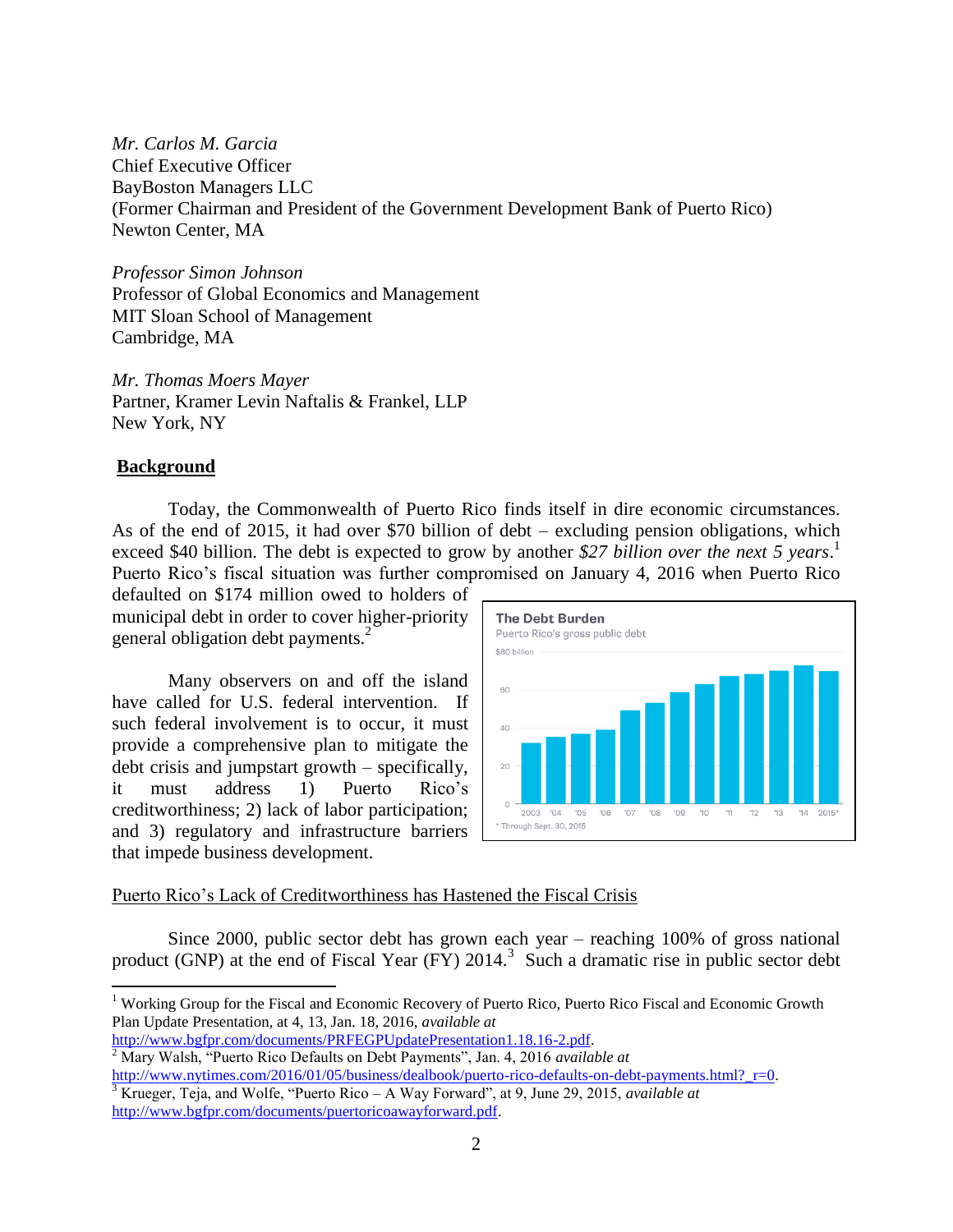*Mr. Carlos M. Garcia*
Chief Executive Officer
BayBoston Managers LLC
(Former Chairman and President of the Government Development Bank of Puerto Rico)
Newton Center, MA

*Professor Simon Johnson*
Professor of Global Economics and Management
MIT Sloan School of Management
Cambridge, MA

*Mr. Thomas Moers Mayer*
Partner, Kramer Levin Naftalis & Frankel, LLP
New York, NY

## Background

Today, the Commonwealth of Puerto Rico finds itself in dire economic circumstances. As of the end of 2015, it had over $70 billion of debt – excluding pension obligations, which exceed $40 billion. The debt is expected to grow by another *$27 billion over the next 5 years*.[1] Puerto Rico's fiscal situation was further compromised on January 4, 2016 when Puerto Rico defaulted on $174 million owed to holders of municipal debt in order to cover higher-priority general obligation debt payments.[2]

Many observers on and off the island have called for U.S. federal intervention. If such federal involvement is to occur, it must provide a comprehensive plan to mitigate the debt crisis and jumpstart growth – specifically, it must address 1) Puerto Rico's creditworthiness; 2) lack of labor participation; and 3) regulatory and infrastructure barriers that impede business development.

**The Debt Burden**
Puerto Rico's gross public debt

| Year | 2003 | '04 | '05 | '06 | '07 | '08 | '09 | '10 | '11 | '12 | '13 | '14 | 2015* |
|---|---|---|---|---|---|---|---|---|---|---|---|---|---|

\* Through Sept. 30, 2015

<u>Puerto Rico's Lack of Creditworthiness has Hastened the Fiscal Crisis</u>

Since 2000, public sector debt has grown each year – reaching 100% of gross national product (GNP) at the end of Fiscal Year (FY) 2014.[3] Such a dramatic rise in public sector debt

---

[1] Working Group for the Fiscal and Economic Recovery of Puerto Rico, Puerto Rico Fiscal and Economic Growth Plan Update Presentation, at 4, 13, Jan. 18, 2016, *available at* http://www.bgfpr.com/documents/PRFEGPUpdatePresentation1.18.16-2.pdf.

[2] Mary Walsh, "Puerto Rico Defaults on Debt Payments", Jan. 4, 2016 *available at* http://www.nytimes.com/2016/01/05/business/dealbook/puerto-rico-defaults-on-debt-payments.html?_r=0.

[3] Krueger, Teja, and Wolfe, "Puerto Rico – A Way Forward", at 9, June 29, 2015, *available at* http://www.bgfpr.com/documents/puertoricoawayforward.pdf.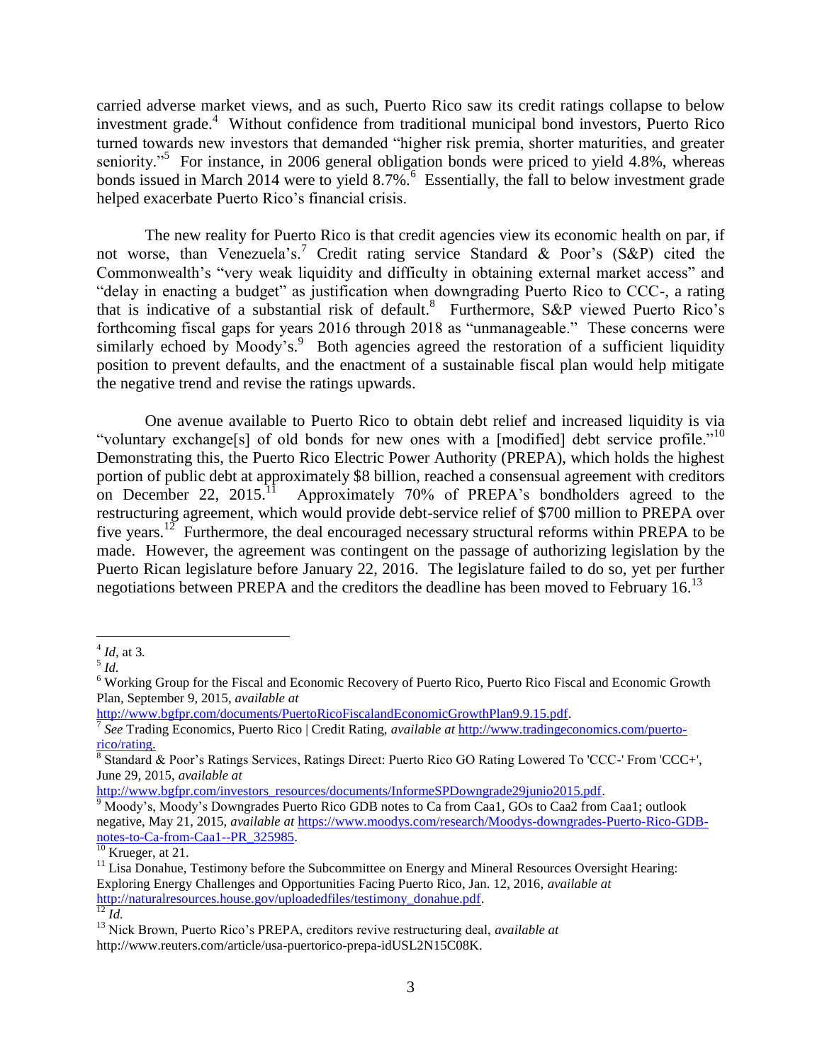carried adverse market views, and as such, Puerto Rico saw its credit ratings collapse to below investment grade.[4] Without confidence from traditional municipal bond investors, Puerto Rico turned towards new investors that demanded "higher risk premia, shorter maturities, and greater seniority."[5] For instance, in 2006 general obligation bonds were priced to yield 4.8%, whereas bonds issued in March 2014 were to yield 8.7%.[6] Essentially, the fall to below investment grade helped exacerbate Puerto Rico's financial crisis.

The new reality for Puerto Rico is that credit agencies view its economic health on par, if not worse, than Venezuela's.[7] Credit rating service Standard & Poor's (S&P) cited the Commonwealth's "very weak liquidity and difficulty in obtaining external market access" and "delay in enacting a budget" as justification when downgrading Puerto Rico to CCC-, a rating that is indicative of a substantial risk of default.[8] Furthermore, S&P viewed Puerto Rico's forthcoming fiscal gaps for years 2016 through 2018 as "unmanageable." These concerns were similarly echoed by Moody's.[9] Both agencies agreed the restoration of a sufficient liquidity position to prevent defaults, and the enactment of a sustainable fiscal plan would help mitigate the negative trend and revise the ratings upwards.

One avenue available to Puerto Rico to obtain debt relief and increased liquidity is via "voluntary exchange[s] of old bonds for new ones with a [modified] debt service profile."[10] Demonstrating this, the Puerto Rico Electric Power Authority (PREPA), which holds the highest portion of public debt at approximately $8 billion, reached a consensual agreement with creditors on December 22, 2015.[11] Approximately 70% of PREPA's bondholders agreed to the restructuring agreement, which would provide debt-service relief of $700 million to PREPA over five years.[12] Furthermore, the deal encouraged necessary structural reforms within PREPA to be made. However, the agreement was contingent on the passage of authorizing legislation by the Puerto Rican legislature before January 22, 2016. The legislature failed to do so, yet per further negotiations between PREPA and the creditors the deadline has been moved to February 16.[13]

---

[4] *Id*, at 3.

[5] *Id.*

[6] Working Group for the Fiscal and Economic Recovery of Puerto Rico, Puerto Rico Fiscal and Economic Growth Plan, September 9, 2015, *available at* http://www.bgfpr.com/documents/PuertoRicoFiscalandEconomicGrowthPlan9.9.15.pdf.

[7] *See* Trading Economics, Puerto Rico | Credit Rating, *available at* http://www.tradingeconomics.com/puerto-rico/rating.

[8] Standard & Poor's Ratings Services, Ratings Direct: Puerto Rico GO Rating Lowered To 'CCC-' From 'CCC+', June 29, 2015, *available at* http://www.bgfpr.com/investors_resources/documents/InformeSPDowngrade29junio2015.pdf.

[9] Moody's, Moody's Downgrades Puerto Rico GDB notes to Ca from Caa1, GOs to Caa2 from Caa1; outlook negative, May 21, 2015, *available at* https://www.moodys.com/research/Moodys-downgrades-Puerto-Rico-GDB-notes-to-Ca-from-Caa1--PR_325985.

[10] Krueger, at 21.

[11] Lisa Donahue, Testimony before the Subcommittee on Energy and Mineral Resources Oversight Hearing: Exploring Energy Challenges and Opportunities Facing Puerto Rico, Jan. 12, 2016, *available at* http://naturalresources.house.gov/uploadedfiles/testimony_donahue.pdf.

[12] *Id.*

[13] Nick Brown, Puerto Rico's PREPA, creditors revive restructuring deal, *available at* http://www.reuters.com/article/usa-puertorico-prepa-idUSL2N15C08K.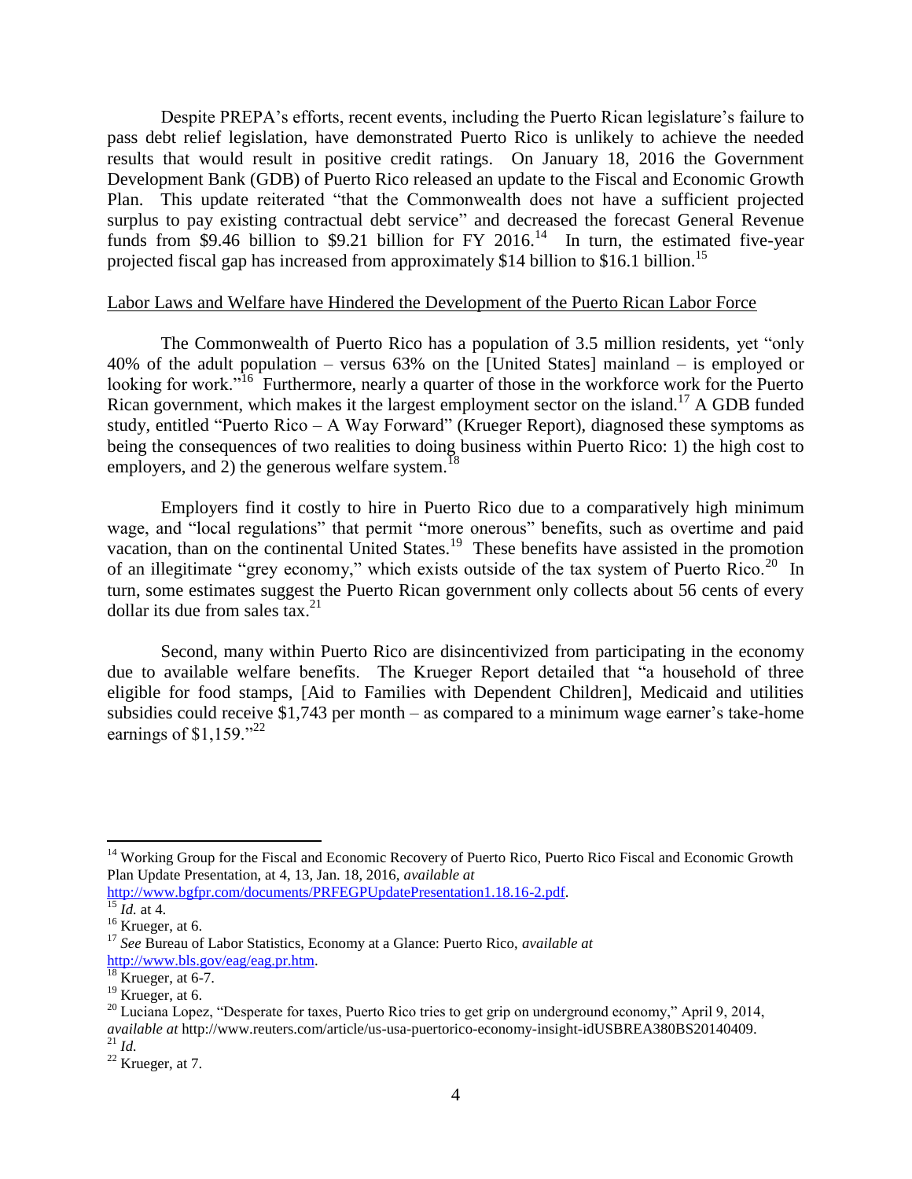Despite PREPA's efforts, recent events, including the Puerto Rican legislature's failure to pass debt relief legislation, have demonstrated Puerto Rico is unlikely to achieve the needed results that would result in positive credit ratings. On January 18, 2016 the Government Development Bank (GDB) of Puerto Rico released an update to the Fiscal and Economic Growth Plan. This update reiterated "that the Commonwealth does not have a sufficient projected surplus to pay existing contractual debt service" and decreased the forecast General Revenue funds from $9.46 billion to $9.21 billion for FY 2016.[14] In turn, the estimated five-year projected fiscal gap has increased from approximately $14 billion to $16.1 billion.[15]

<u>Labor Laws and Welfare have Hindered the Development of the Puerto Rican Labor Force</u>

The Commonwealth of Puerto Rico has a population of 3.5 million residents, yet "only 40% of the adult population – versus 63% on the [United States] mainland – is employed or looking for work."[16] Furthermore, nearly a quarter of those in the workforce work for the Puerto Rican government, which makes it the largest employment sector on the island.[17] A GDB funded study, entitled "Puerto Rico – A Way Forward" (Krueger Report), diagnosed these symptoms as being the consequences of two realities to doing business within Puerto Rico: 1) the high cost to employers, and 2) the generous welfare system.[18]

Employers find it costly to hire in Puerto Rico due to a comparatively high minimum wage, and "local regulations" that permit "more onerous" benefits, such as overtime and paid vacation, than on the continental United States.[19] These benefits have assisted in the promotion of an illegitimate "grey economy," which exists outside of the tax system of Puerto Rico.[20] In turn, some estimates suggest the Puerto Rican government only collects about 56 cents of every dollar its due from sales tax.[21]

Second, many within Puerto Rico are disincentivized from participating in the economy due to available welfare benefits. The Krueger Report detailed that "a household of three eligible for food stamps, [Aid to Families with Dependent Children], Medicaid and utilities subsidies could receive $1,743 per month – as compared to a minimum wage earner's take-home earnings of $1,159."[22]

---

[14] Working Group for the Fiscal and Economic Recovery of Puerto Rico, Puerto Rico Fiscal and Economic Growth Plan Update Presentation, at 4, 13, Jan. 18, 2016, *available at* http://www.bgfpr.com/documents/PRFEGPUpdatePresentation1.18.16-2.pdf.

[15] *Id.* at 4.

[16] Krueger, at 6.

[17] *See* Bureau of Labor Statistics, Economy at a Glance: Puerto Rico, *available at* http://www.bls.gov/eag/eag.pr.htm.

[18] Krueger, at 6-7.

[19] Krueger, at 6.

[20] Luciana Lopez, "Desperate for taxes, Puerto Rico tries to get grip on underground economy," April 9, 2014, *available at* http://www.reuters.com/article/us-usa-puertorico-economy-insight-idUSBREA380BS20140409.

[21] *Id.*

[22] Krueger, at 7.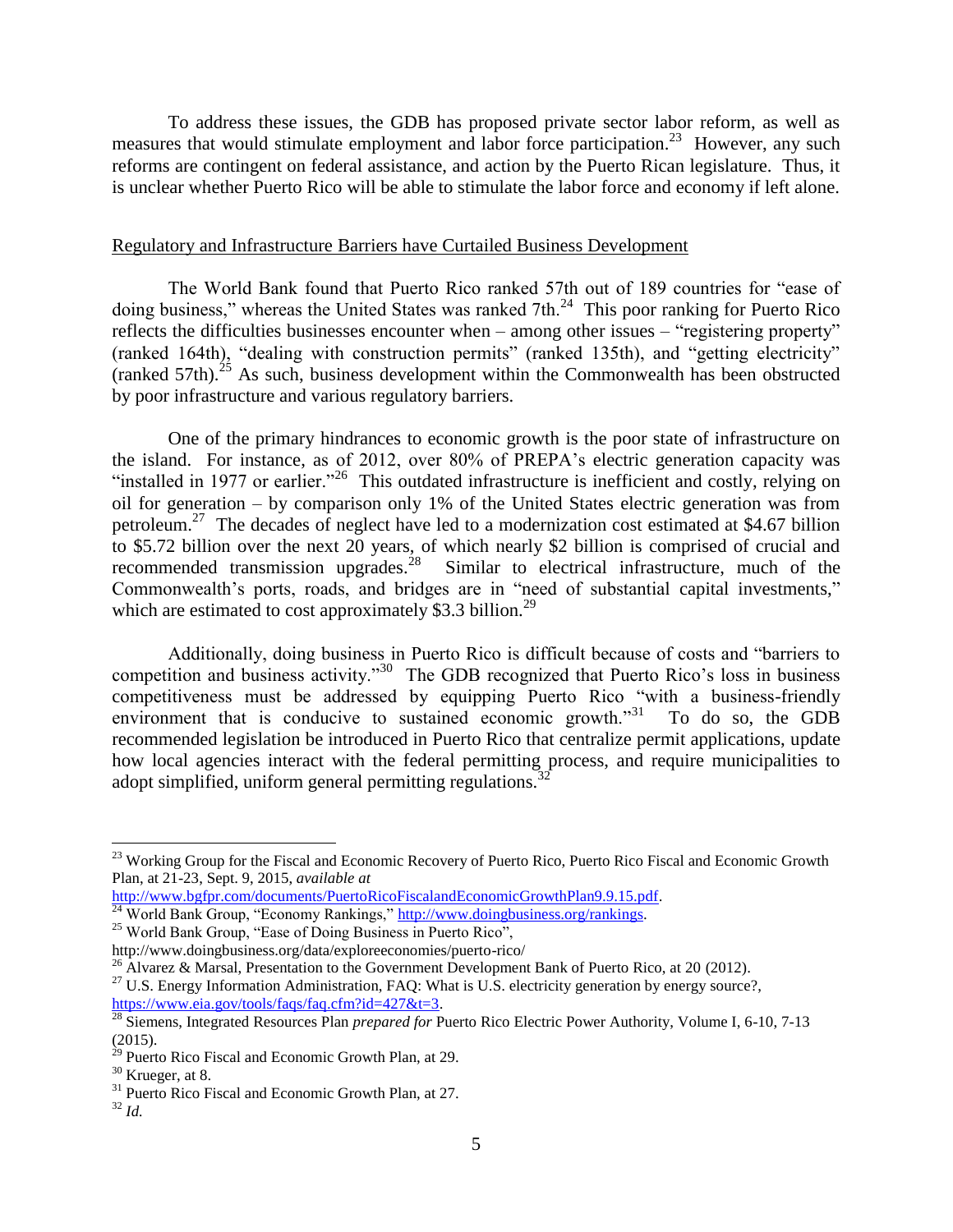To address these issues, the GDB has proposed private sector labor reform, as well as measures that would stimulate employment and labor force participation.[23] However, any such reforms are contingent on federal assistance, and action by the Puerto Rican legislature. Thus, it is unclear whether Puerto Rico will be able to stimulate the labor force and economy if left alone.

## Regulatory and Infrastructure Barriers have Curtailed Business Development

The World Bank found that Puerto Rico ranked 57th out of 189 countries for "ease of doing business," whereas the United States was ranked 7th.[24] This poor ranking for Puerto Rico reflects the difficulties businesses encounter when – among other issues – "registering property" (ranked 164th), "dealing with construction permits" (ranked 135th), and "getting electricity" (ranked 57th).[25] As such, business development within the Commonwealth has been obstructed by poor infrastructure and various regulatory barriers.

One of the primary hindrances to economic growth is the poor state of infrastructure on the island. For instance, as of 2012, over 80% of PREPA's electric generation capacity was "installed in 1977 or earlier."[26] This outdated infrastructure is inefficient and costly, relying on oil for generation – by comparison only 1% of the United States electric generation was from petroleum.[27] The decades of neglect have led to a modernization cost estimated at $4.67 billion to $5.72 billion over the next 20 years, of which nearly $2 billion is comprised of crucial and recommended transmission upgrades.[28] Similar to electrical infrastructure, much of the Commonwealth's ports, roads, and bridges are in "need of substantial capital investments," which are estimated to cost approximately $3.3 billion.[29]

Additionally, doing business in Puerto Rico is difficult because of costs and "barriers to competition and business activity."[30] The GDB recognized that Puerto Rico's loss in business competitiveness must be addressed by equipping Puerto Rico "with a business-friendly environment that is conducive to sustained economic growth."[31] To do so, the GDB recommended legislation be introduced in Puerto Rico that centralize permit applications, update how local agencies interact with the federal permitting process, and require municipalities to adopt simplified, uniform general permitting regulations.[32]

---

[23] Working Group for the Fiscal and Economic Recovery of Puerto Rico, Puerto Rico Fiscal and Economic Growth Plan, at 21-23, Sept. 9, 2015, *available at* http://www.bgfpr.com/documents/PuertoRicoFiscalandEconomicGrowthPlan9.9.15.pdf.

[24] World Bank Group, "Economy Rankings," http://www.doingbusiness.org/rankings.

[25] World Bank Group, "Ease of Doing Business in Puerto Rico", http://www.doingbusiness.org/data/exploreeconomies/puerto-rico/

[26] Alvarez & Marsal, Presentation to the Government Development Bank of Puerto Rico, at 20 (2012).

[27] U.S. Energy Information Administration, FAQ: What is U.S. electricity generation by energy source?, https://www.eia.gov/tools/faqs/faq.cfm?id=427&t=3.

[28] Siemens, Integrated Resources Plan *prepared for* Puerto Rico Electric Power Authority, Volume I, 6-10, 7-13 (2015).

[29] Puerto Rico Fiscal and Economic Growth Plan, at 29.

[30] Krueger, at 8.

[31] Puerto Rico Fiscal and Economic Growth Plan, at 27.

[32] *Id.*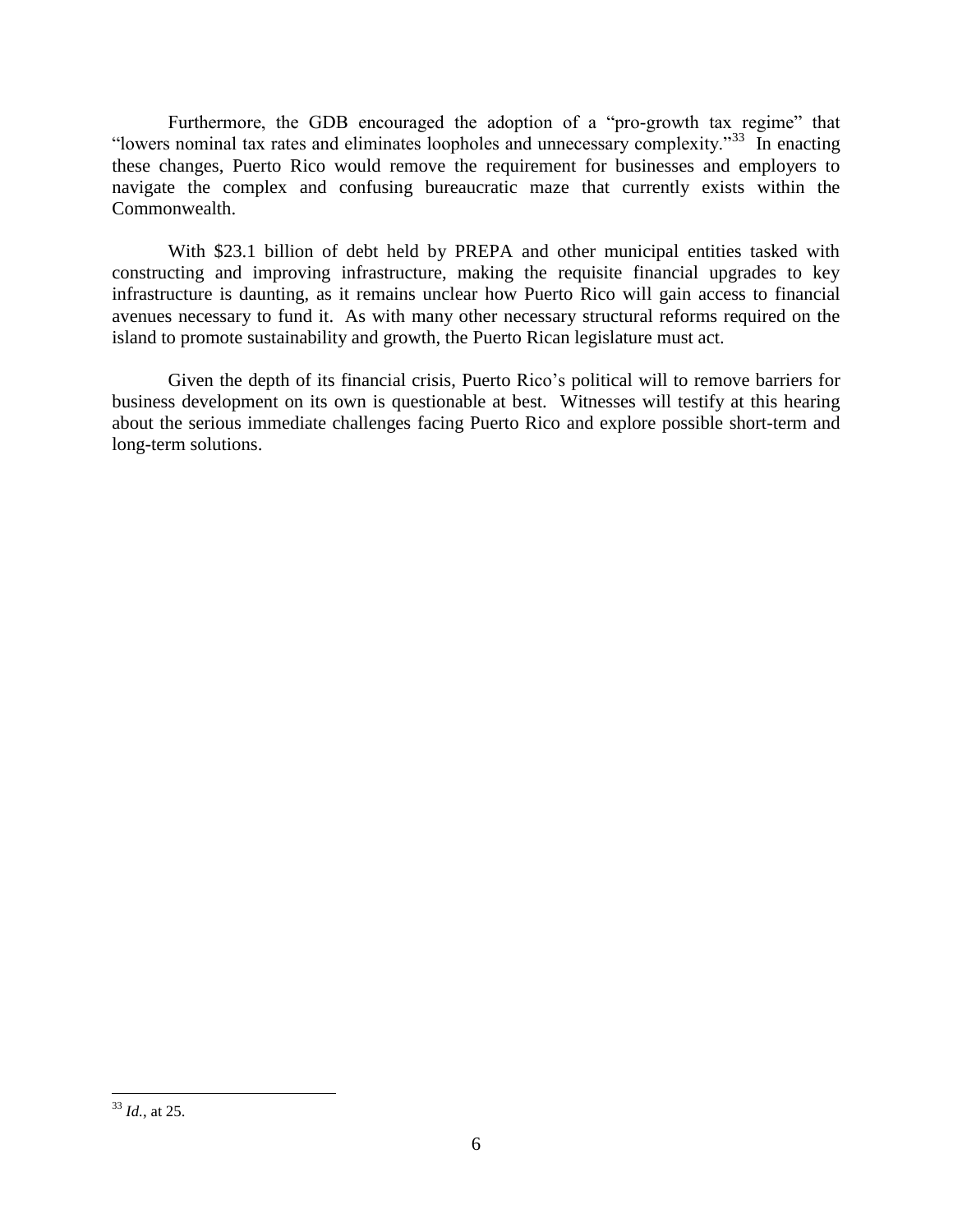Furthermore, the GDB encouraged the adoption of a "pro-growth tax regime" that "lowers nominal tax rates and eliminates loopholes and unnecessary complexity."[33] In enacting these changes, Puerto Rico would remove the requirement for businesses and employers to navigate the complex and confusing bureaucratic maze that currently exists within the Commonwealth.

With $23.1 billion of debt held by PREPA and other municipal entities tasked with constructing and improving infrastructure, making the requisite financial upgrades to key infrastructure is daunting, as it remains unclear how Puerto Rico will gain access to financial avenues necessary to fund it. As with many other necessary structural reforms required on the island to promote sustainability and growth, the Puerto Rican legislature must act.

Given the depth of its financial crisis, Puerto Rico's political will to remove barriers for business development on its own is questionable at best. Witnesses will testify at this hearing about the serious immediate challenges facing Puerto Rico and explore possible short-term and long-term solutions.

---

[33] *Id.*, at 25.